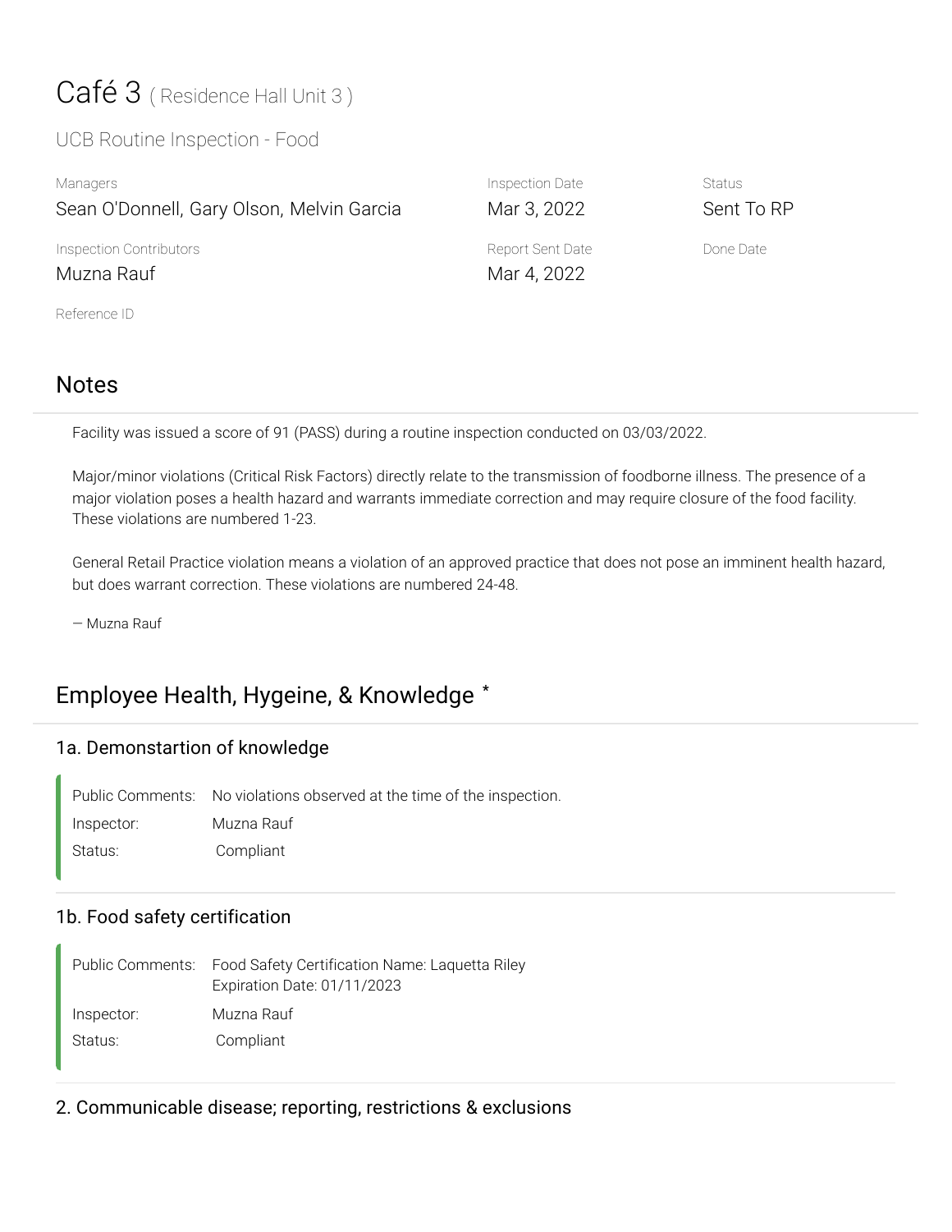# Café 3 ( Residence Hall Unit 3 )

UCB Routine Inspection - Food

| Managers | Inspection Date | Status |
| --- | --- | --- |
| Sean O'Donnell, Gary Olson, Melvin Garcia | Mar 3, 2022 | Sent To RP |
| **Inspection Contributors** | **Report Sent Date** | **Done Date** |
| Muzna Rauf | Mar 4, 2022 | |

Reference ID

## Notes

Facility was issued a score of 91 (PASS) during a routine inspection conducted on 03/03/2022.

Major/minor violations (Critical Risk Factors) directly relate to the transmission of foodborne illness. The presence of a major violation poses a health hazard and warrants immediate correction and may require closure of the food facility. These violations are numbered 1-23.

General Retail Practice violation means a violation of an approved practice that does not pose an imminent health hazard, but does warrant correction. These violations are numbered 24-48.

— Muzna Rauf

## Employee Health, Hygeine, & Knowledge *

### 1a. Demonstartion of knowledge

Public Comments: No violations observed at the time of the inspection.
Inspector: Muzna Rauf
Status: Compliant

### 1b. Food safety certification

Public Comments: Food Safety Certification Name: Laquetta Riley
Expiration Date: 01/11/2023
Inspector: Muzna Rauf
Status: Compliant

### 2. Communicable disease; reporting, restrictions & exclusions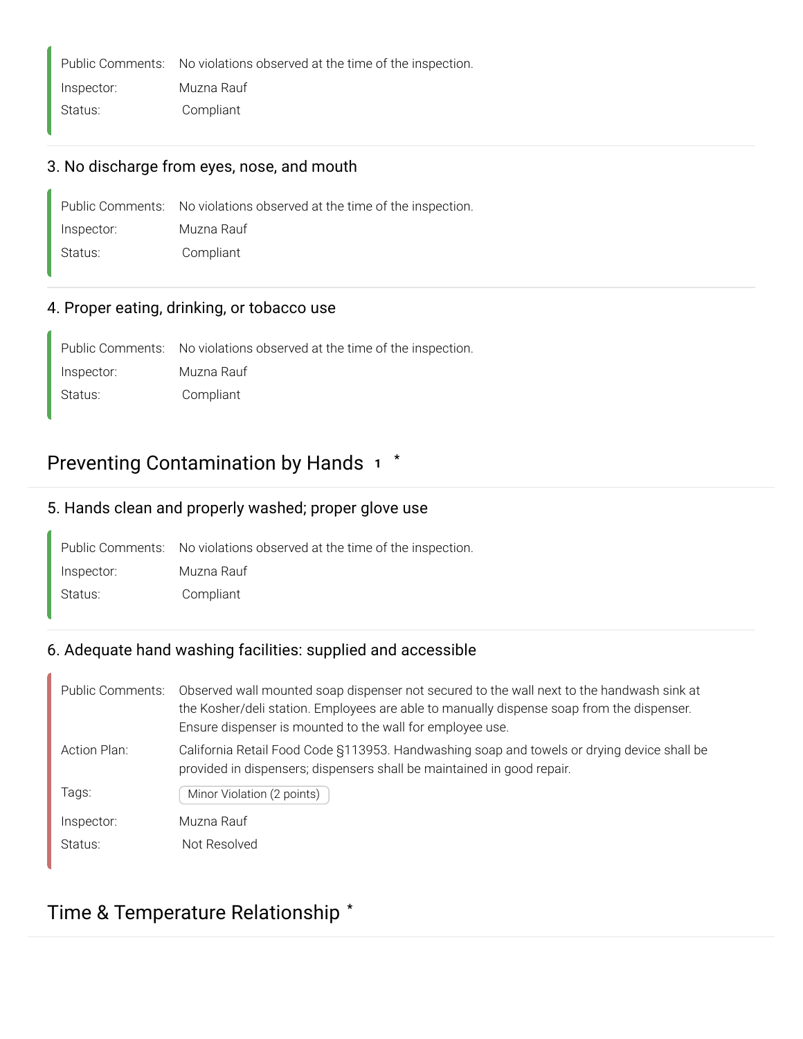Public Comments: No violations observed at the time of the inspection.
Inspector: Muzna Rauf
Status: Compliant

### 3. No discharge from eyes, nose, and mouth

Public Comments: No violations observed at the time of the inspection.
Inspector: Muzna Rauf
Status: Compliant

### 4. Proper eating, drinking, or tobacco use

Public Comments: No violations observed at the time of the inspection.
Inspector: Muzna Rauf
Status: Compliant

## Preventing Contamination by Hands 1 *

### 5. Hands clean and properly washed; proper glove use

Public Comments: No violations observed at the time of the inspection.
Inspector: Muzna Rauf
Status: Compliant

### 6. Adequate hand washing facilities: supplied and accessible

Public Comments: Observed wall mounted soap dispenser not secured to the wall next to the handwash sink at the Kosher/deli station. Employees are able to manually dispense soap from the dispenser. Ensure dispenser is mounted to the wall for employee use.
Action Plan: California Retail Food Code §113953. Handwashing soap and towels or drying device shall be provided in dispensers; dispensers shall be maintained in good repair.
Tags: Minor Violation (2 points)
Inspector: Muzna Rauf
Status: Not Resolved

## Time & Temperature Relationship *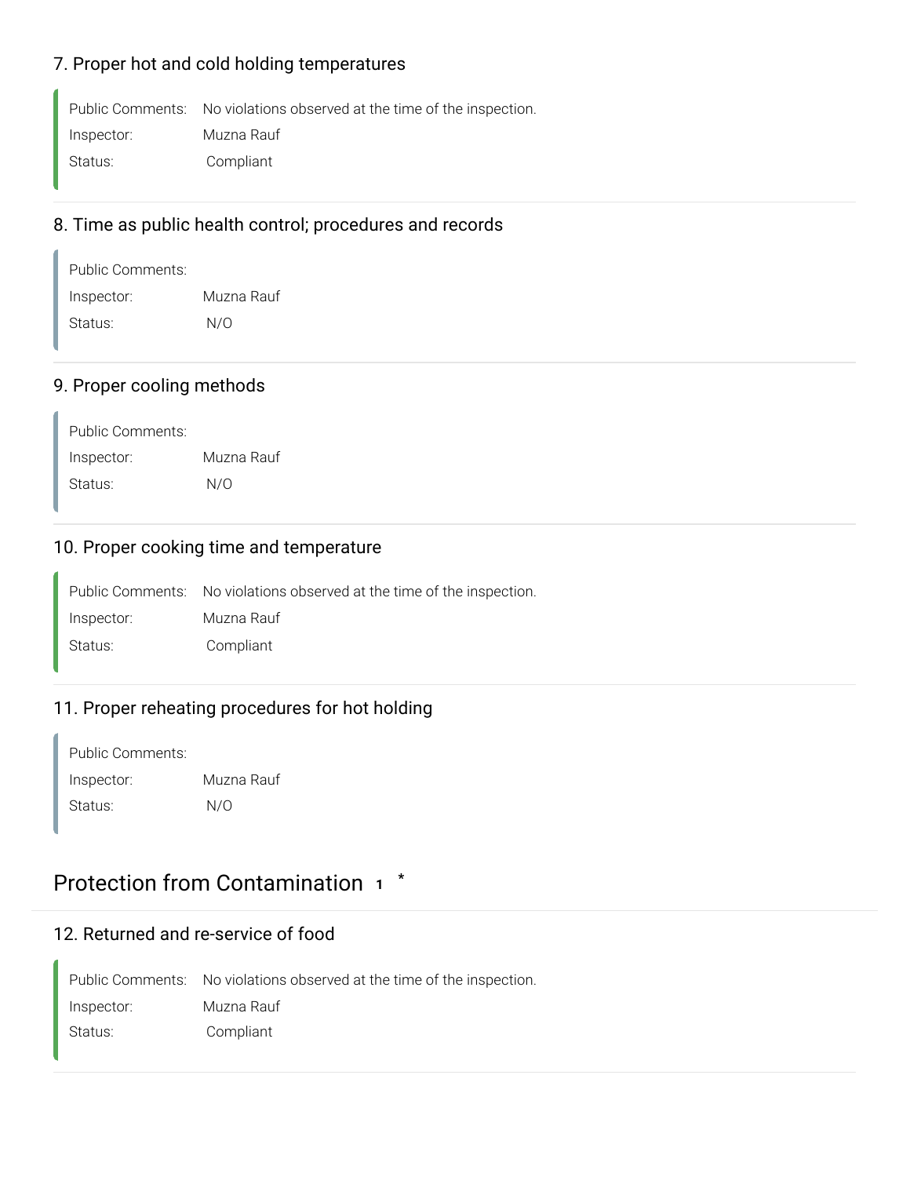### 7. Proper hot and cold holding temperatures

Public Comments: No violations observed at the time of the inspection.
Inspector: Muzna Rauf
Status: Compliant

### 8. Time as public health control; procedures and records

Public Comments:
Inspector: Muzna Rauf
Status: N/O

### 9. Proper cooling methods

Public Comments:
Inspector: Muzna Rauf
Status: N/O

### 10. Proper cooking time and temperature

Public Comments: No violations observed at the time of the inspection.
Inspector: Muzna Rauf
Status: Compliant

### 11. Proper reheating procedures for hot holding

Public Comments:
Inspector: Muzna Rauf
Status: N/O

## Protection from Contamination 1 *

### 12. Returned and re-service of food

Public Comments: No violations observed at the time of the inspection.
Inspector: Muzna Rauf
Status: Compliant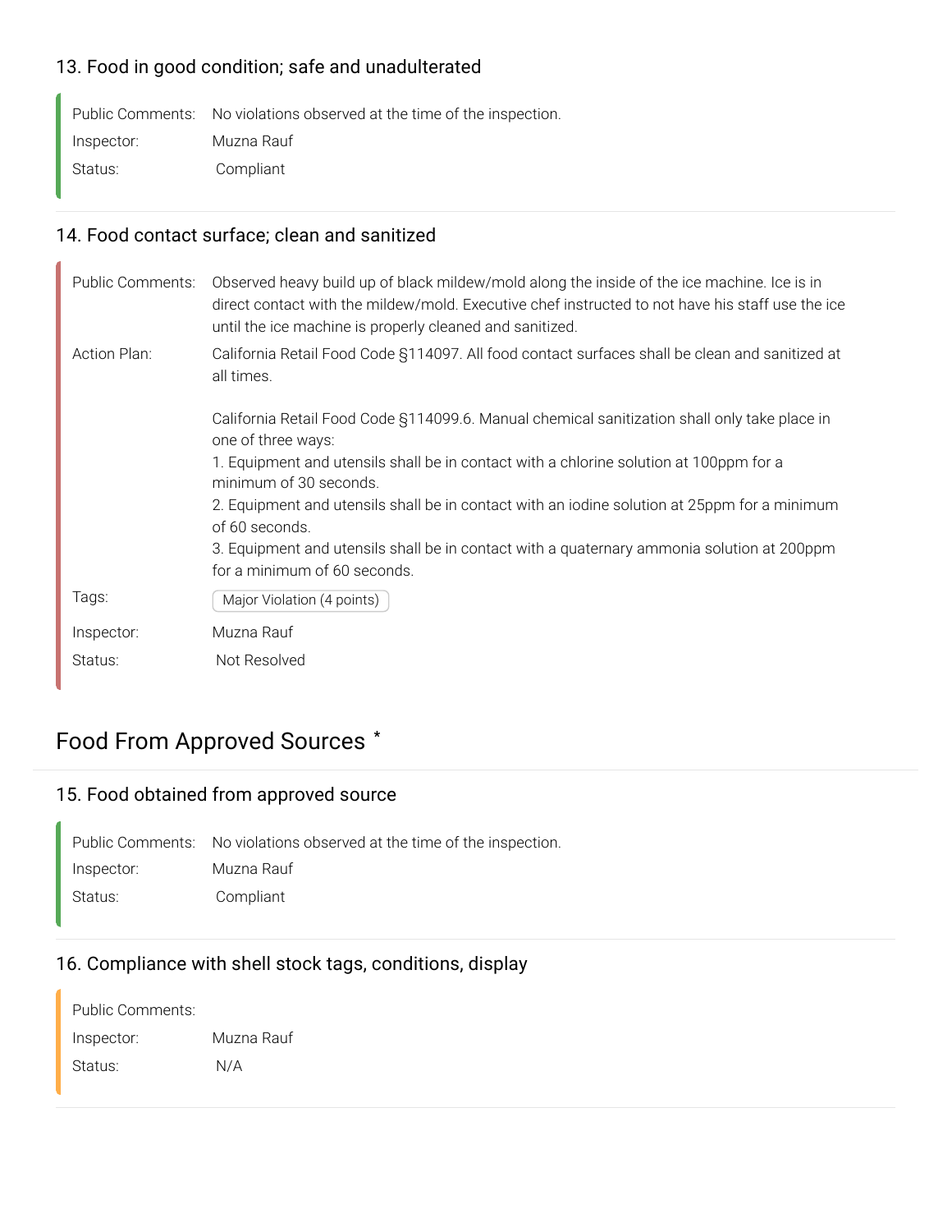### 13. Food in good condition; safe and unadulterated

Public Comments: No violations observed at the time of the inspection.

Inspector: Muzna Rauf

Status: Compliant

### 14. Food contact surface; clean and sanitized

Public Comments: Observed heavy build up of black mildew/mold along the inside of the ice machine. Ice is in direct contact with the mildew/mold. Executive chef instructed to not have his staff use the ice until the ice machine is properly cleaned and sanitized.

Action Plan: California Retail Food Code §114097. All food contact surfaces shall be clean and sanitized at all times.

California Retail Food Code §114099.6. Manual chemical sanitization shall only take place in one of three ways:
1. Equipment and utensils shall be in contact with a chlorine solution at 100ppm for a minimum of 30 seconds.
2. Equipment and utensils shall be in contact with an iodine solution at 25ppm for a minimum of 60 seconds.
3. Equipment and utensils shall be in contact with a quaternary ammonia solution at 200ppm for a minimum of 60 seconds.

Tags: Major Violation (4 points)

Inspector: Muzna Rauf

Status: Not Resolved

## Food From Approved Sources *

### 15. Food obtained from approved source

Public Comments: No violations observed at the time of the inspection.

Inspector: Muzna Rauf

Status: Compliant

### 16. Compliance with shell stock tags, conditions, display

Public Comments:

Inspector: Muzna Rauf

Status: N/A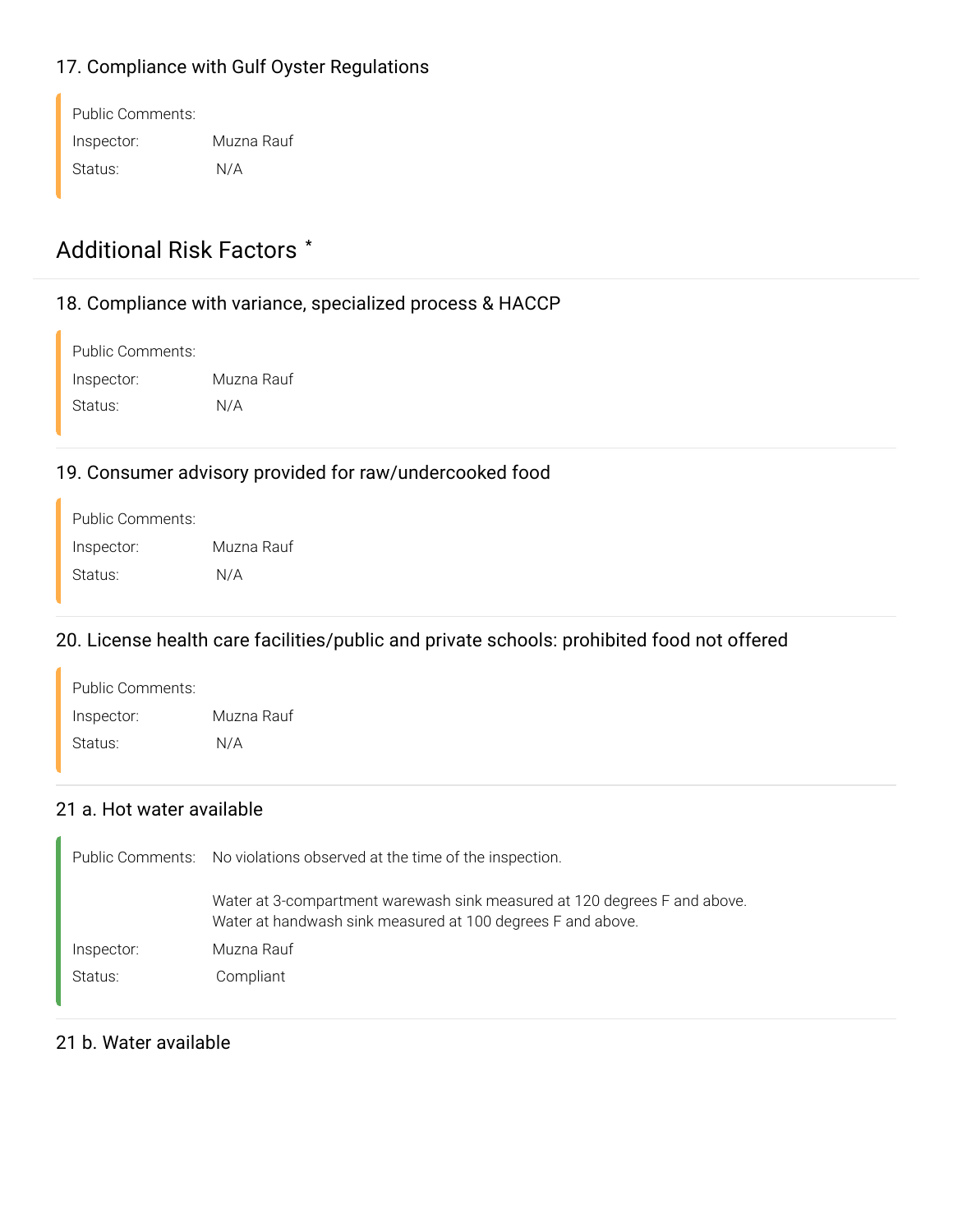### 17. Compliance with Gulf Oyster Regulations

Public Comments:
Inspector: Muzna Rauf
Status: N/A

## Additional Risk Factors *

### 18. Compliance with variance, specialized process & HACCP

Public Comments:
Inspector: Muzna Rauf
Status: N/A

### 19. Consumer advisory provided for raw/undercooked food

Public Comments:
Inspector: Muzna Rauf
Status: N/A

### 20. License health care facilities/public and private schools: prohibited food not offered

Public Comments:
Inspector: Muzna Rauf
Status: N/A

### 21 a. Hot water available

Public Comments: No violations observed at the time of the inspection.

Water at 3-compartment warewash sink measured at 120 degrees F and above.
Water at handwash sink measured at 100 degrees F and above.

Inspector: Muzna Rauf
Status: Compliant

### 21 b. Water available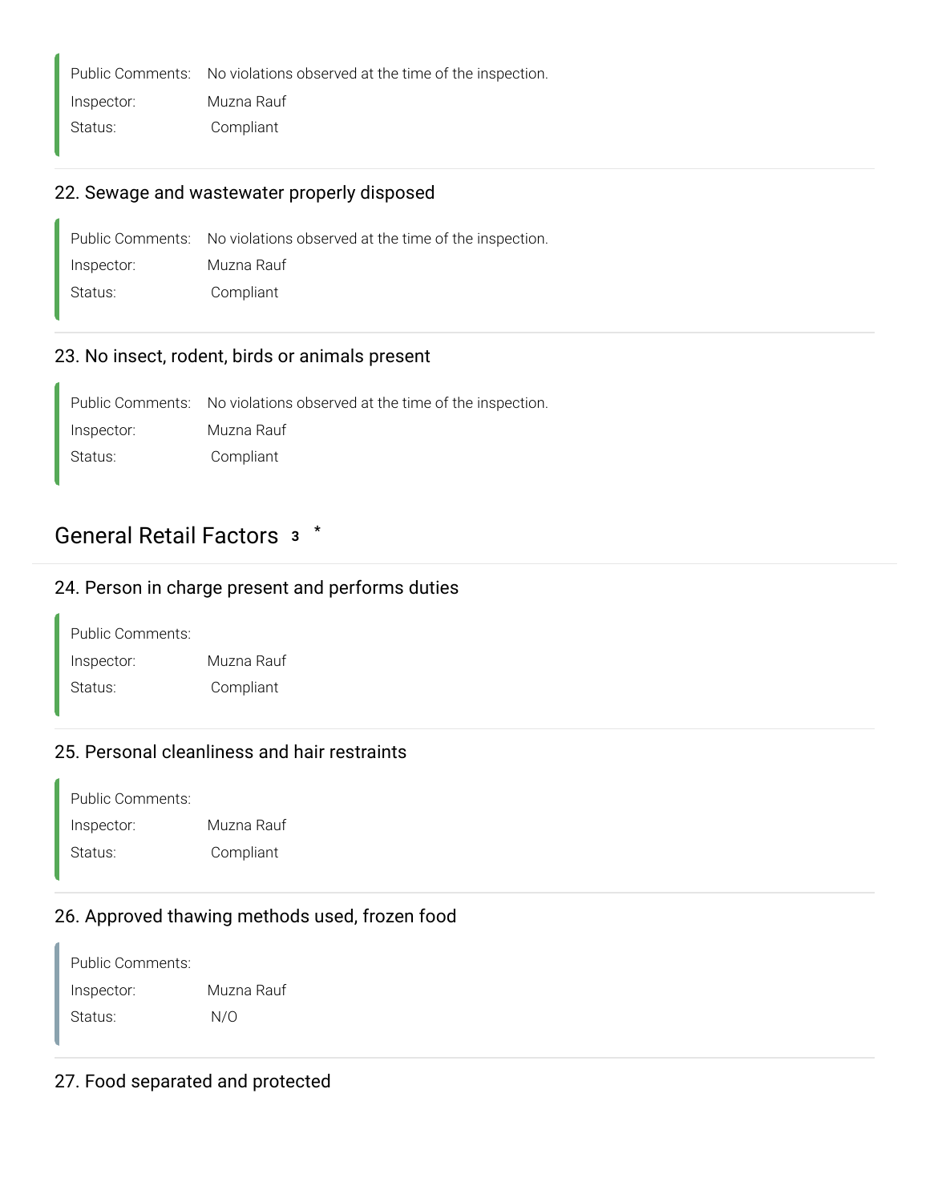Public Comments: No violations observed at the time of the inspection.
Inspector: Muzna Rauf
Status: Compliant

### 22. Sewage and wastewater properly disposed

Public Comments: No violations observed at the time of the inspection.
Inspector: Muzna Rauf
Status: Compliant

### 23. No insect, rodent, birds or animals present

Public Comments: No violations observed at the time of the inspection.
Inspector: Muzna Rauf
Status: Compliant

## General Retail Factors 3 *

### 24. Person in charge present and performs duties

Public Comments:
Inspector: Muzna Rauf
Status: Compliant

### 25. Personal cleanliness and hair restraints

Public Comments:
Inspector: Muzna Rauf
Status: Compliant

### 26. Approved thawing methods used, frozen food

Public Comments:
Inspector: Muzna Rauf
Status: N/O

### 27. Food separated and protected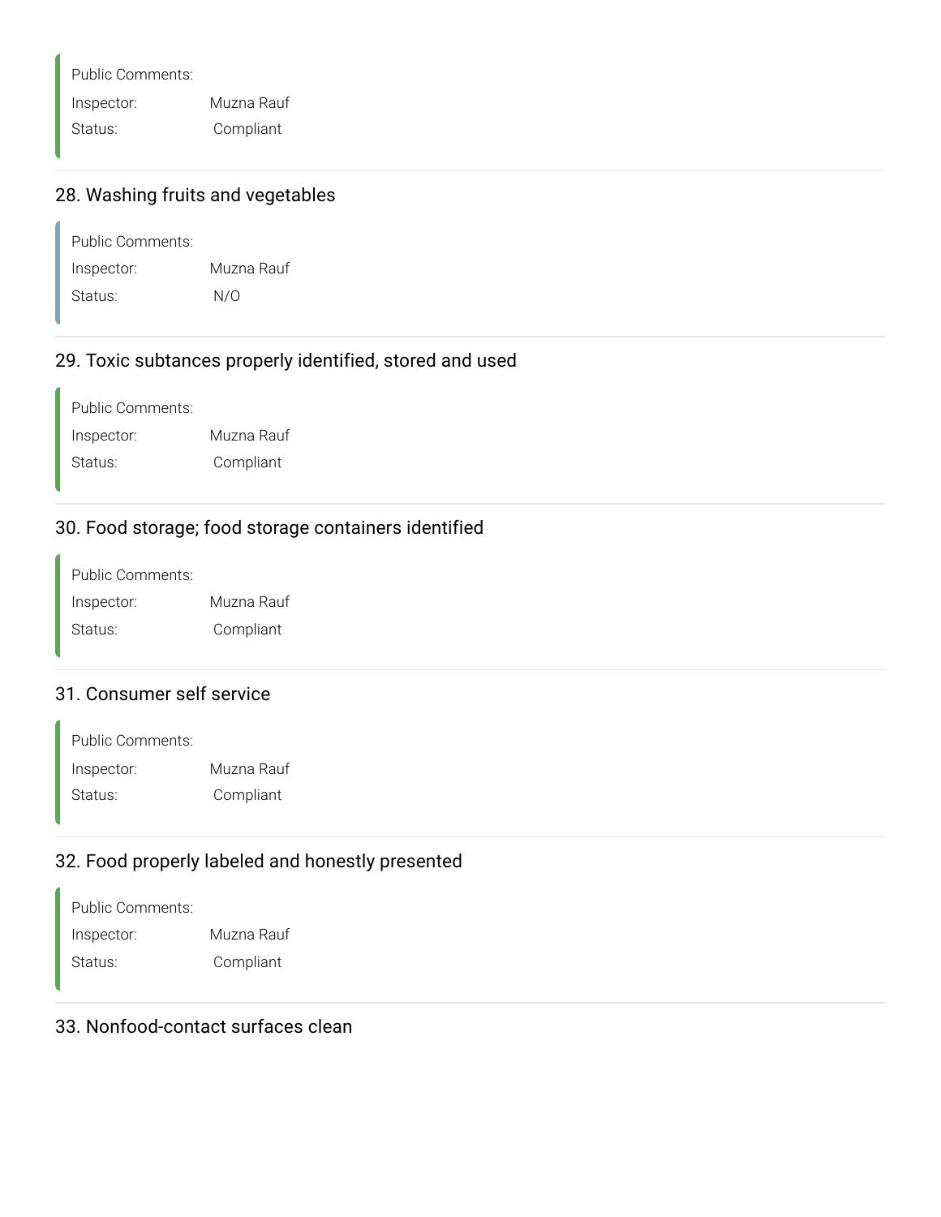Public Comments:

Inspector: Muzna Rauf

Status: Compliant

## 28. Washing fruits and vegetables

Public Comments:

Inspector: Muzna Rauf

Status: N/O

## 29. Toxic subtances properly identified, stored and used

Public Comments:

Inspector: Muzna Rauf

Status: Compliant

## 30. Food storage; food storage containers identified

Public Comments:

Inspector: Muzna Rauf

Status: Compliant

## 31. Consumer self service

Public Comments:

Inspector: Muzna Rauf

Status: Compliant

## 32. Food properly labeled and honestly presented

Public Comments:

Inspector: Muzna Rauf

Status: Compliant

## 33. Nonfood-contact surfaces clean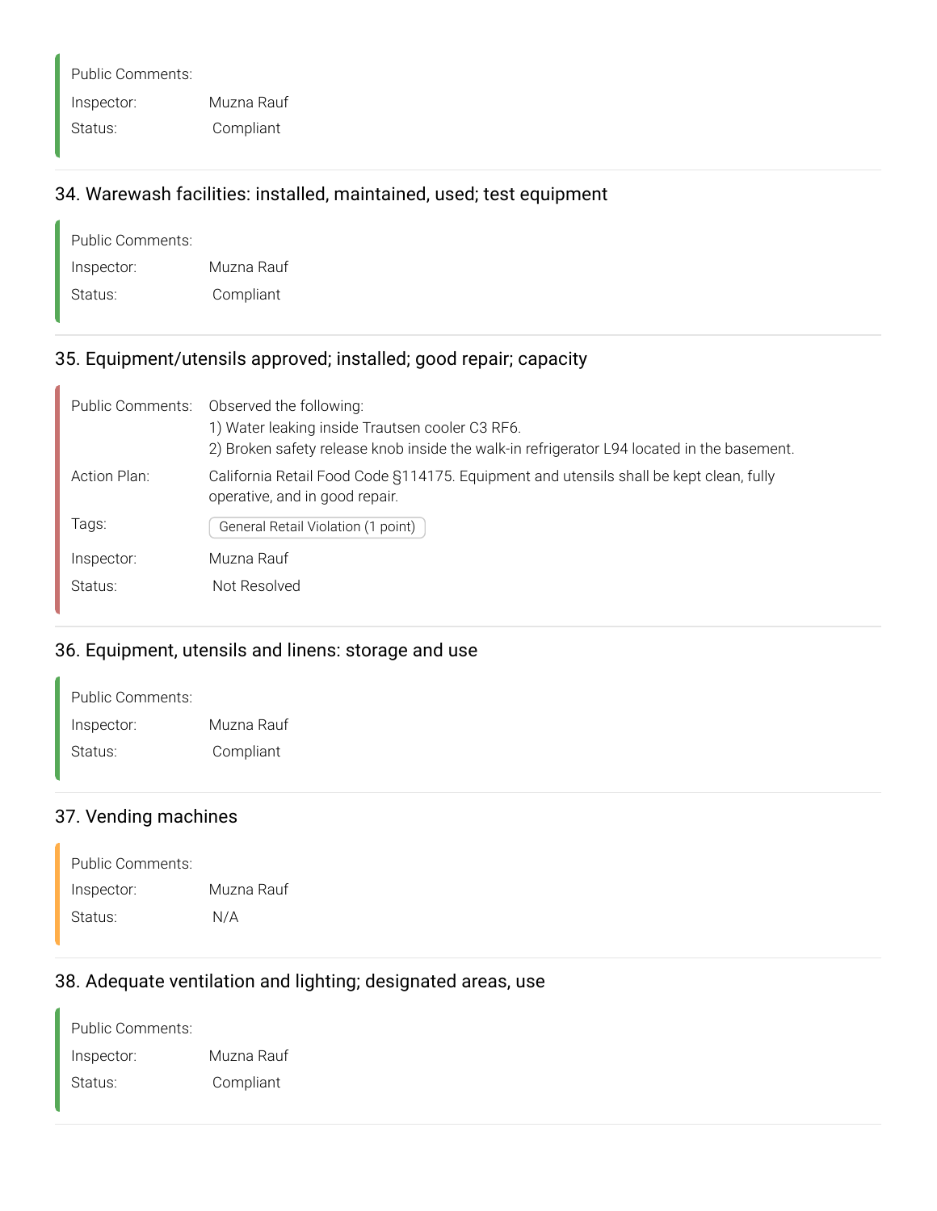Public Comments:

Inspector: Muzna Rauf

Status: Compliant

## 34. Warewash facilities: installed, maintained, used; test equipment

Public Comments:

Inspector: Muzna Rauf

Status: Compliant

## 35. Equipment/utensils approved; installed; good repair; capacity

Public Comments: Observed the following:
1) Water leaking inside Trautsen cooler C3 RF6.
2) Broken safety release knob inside the walk-in refrigerator L94 located in the basement.

Action Plan: California Retail Food Code §114175. Equipment and utensils shall be kept clean, fully operative, and in good repair.

Tags: General Retail Violation (1 point)

Inspector: Muzna Rauf

Status: Not Resolved

## 36. Equipment, utensils and linens: storage and use

Public Comments:

Inspector: Muzna Rauf

Status: Compliant

## 37. Vending machines

Public Comments:

Inspector: Muzna Rauf

Status: N/A

## 38. Adequate ventilation and lighting; designated areas, use

Public Comments:

Inspector: Muzna Rauf

Status: Compliant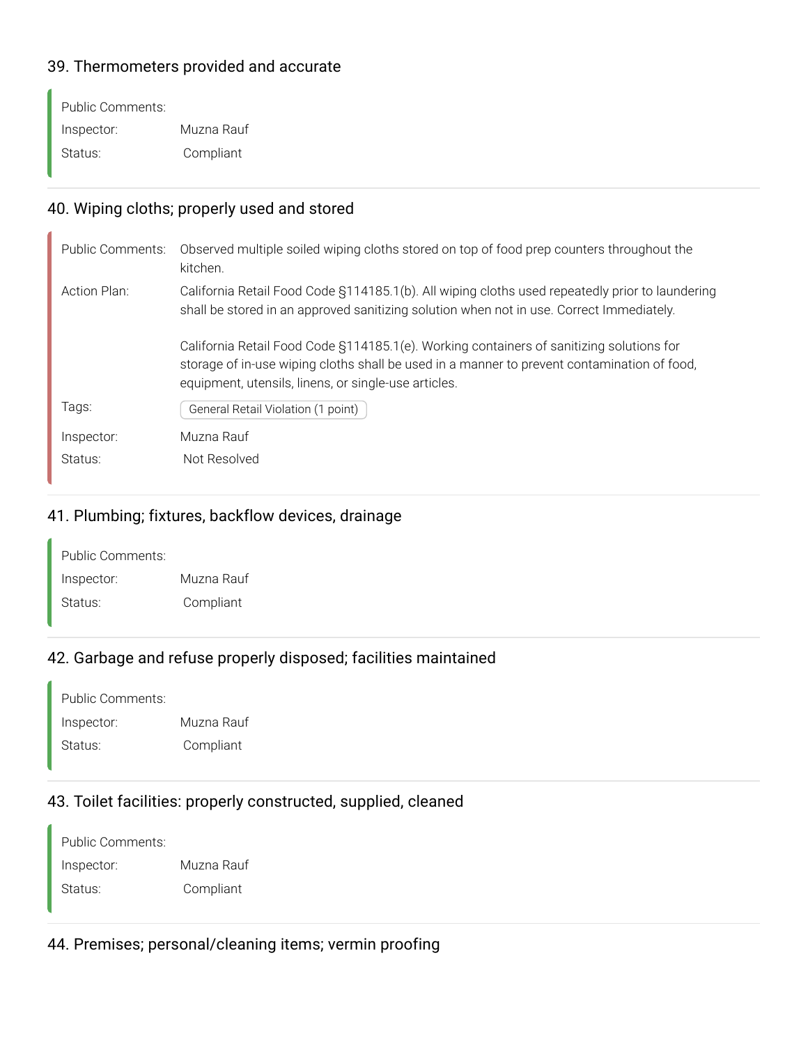### 39. Thermometers provided and accurate

Public Comments:
Inspector: Muzna Rauf
Status: Compliant

---

### 40. Wiping cloths; properly used and stored

Public Comments: Observed multiple soiled wiping cloths stored on top of food prep counters throughout the kitchen.

Action Plan: California Retail Food Code §114185.1(b). All wiping cloths used repeatedly prior to laundering shall be stored in an approved sanitizing solution when not in use. Correct Immediately.

California Retail Food Code §114185.1(e). Working containers of sanitizing solutions for storage of in-use wiping cloths shall be used in a manner to prevent contamination of food, equipment, utensils, linens, or single-use articles.

Tags: General Retail Violation (1 point)

Inspector: Muzna Rauf
Status: Not Resolved

---

### 41. Plumbing; fixtures, backflow devices, drainage

Public Comments:
Inspector: Muzna Rauf
Status: Compliant

---

### 42. Garbage and refuse properly disposed; facilities maintained

Public Comments:
Inspector: Muzna Rauf
Status: Compliant

---

### 43. Toilet facilities: properly constructed, supplied, cleaned

Public Comments:
Inspector: Muzna Rauf
Status: Compliant

---

### 44. Premises; personal/cleaning items; vermin proofing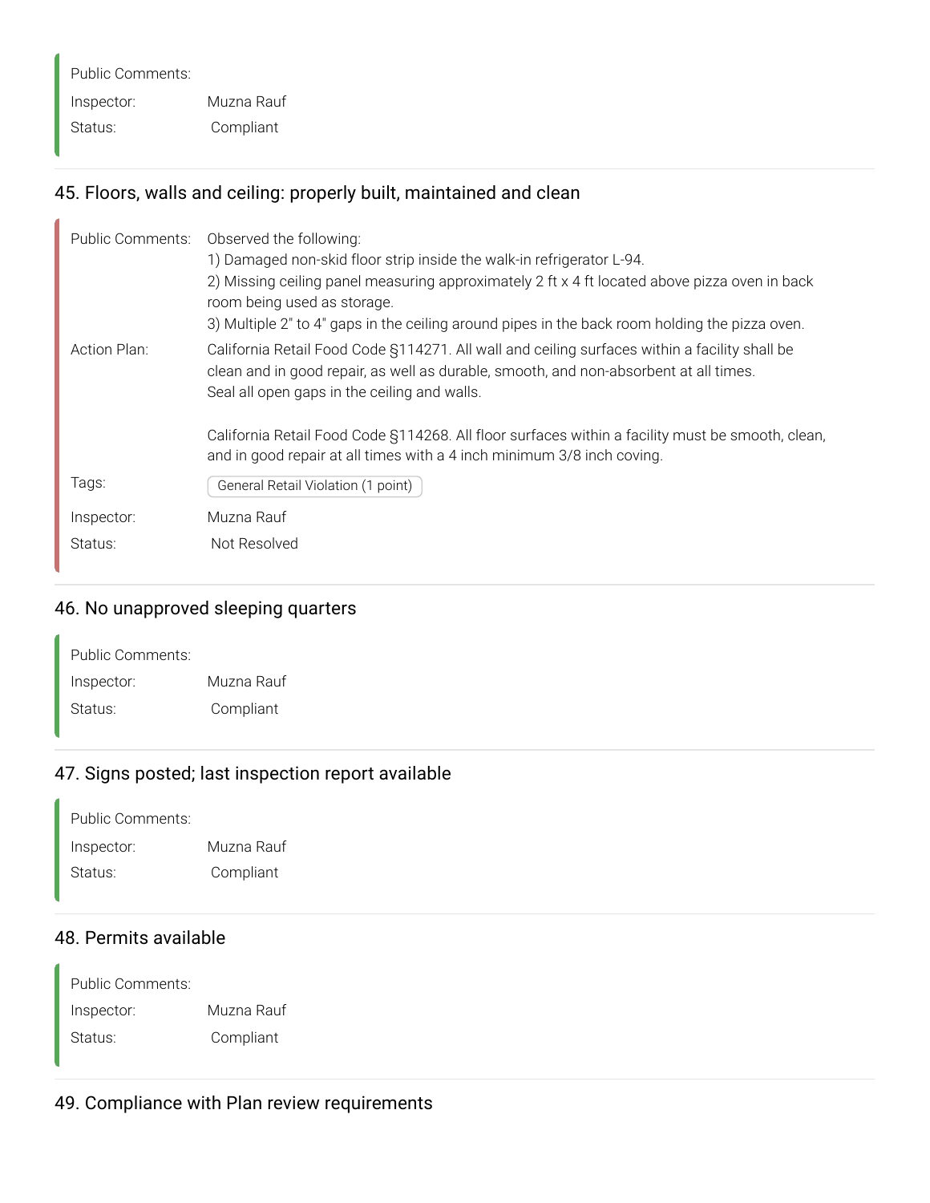Public Comments:

Inspector: Muzna Rauf

Status: Compliant

## 45. Floors, walls and ceiling: properly built, maintained and clean

Public Comments: Observed the following:
1) Damaged non-skid floor strip inside the walk-in refrigerator L-94.
2) Missing ceiling panel measuring approximately 2 ft x 4 ft located above pizza oven in back room being used as storage.
3) Multiple 2" to 4" gaps in the ceiling around pipes in the back room holding the pizza oven.

Action Plan: California Retail Food Code §114271. All wall and ceiling surfaces within a facility shall be clean and in good repair, as well as durable, smooth, and non-absorbent at all times.
Seal all open gaps in the ceiling and walls.

California Retail Food Code §114268. All floor surfaces within a facility must be smooth, clean, and in good repair at all times with a 4 inch minimum 3/8 inch coving.

Tags: General Retail Violation (1 point)

Inspector: Muzna Rauf

Status: Not Resolved

## 46. No unapproved sleeping quarters

Public Comments:

Inspector: Muzna Rauf

Status: Compliant

## 47. Signs posted; last inspection report available

Public Comments:

Inspector: Muzna Rauf

Status: Compliant

## 48. Permits available

Public Comments:

Inspector: Muzna Rauf

Status: Compliant

## 49. Compliance with Plan review requirements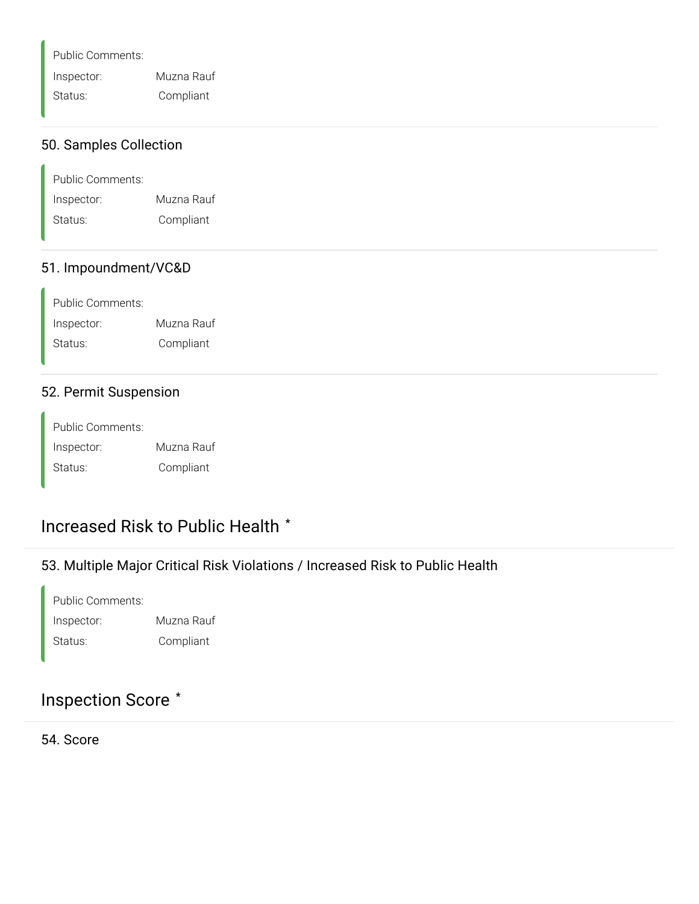Public Comments:
Inspector: Muzna Rauf
Status: Compliant

### 50. Samples Collection

Public Comments:
Inspector: Muzna Rauf
Status: Compliant

### 51. Impoundment/VC&D

Public Comments:
Inspector: Muzna Rauf
Status: Compliant

### 52. Permit Suspension

Public Comments:
Inspector: Muzna Rauf
Status: Compliant

## Increased Risk to Public Health *

### 53. Multiple Major Critical Risk Violations / Increased Risk to Public Health

Public Comments:
Inspector: Muzna Rauf
Status: Compliant

## Inspection Score *

### 54. Score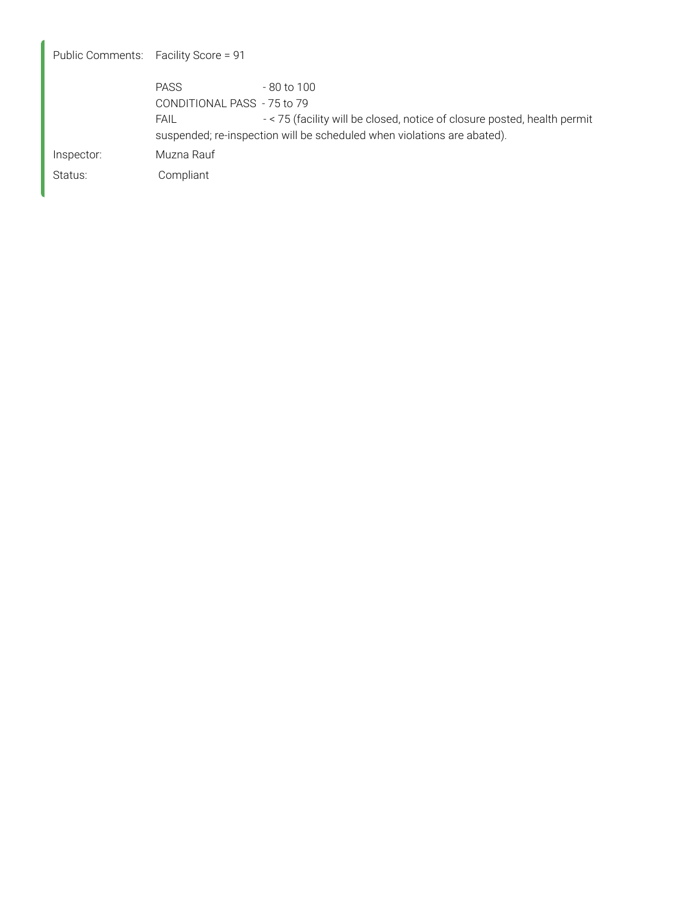| | |
|---|---|
| Public Comments: | Facility Score = 91<br><br>PASS - 80 to 100<br>CONDITIONAL PASS - 75 to 79<br>FAIL - < 75 (facility will be closed, notice of closure posted, health permit suspended; re-inspection will be scheduled when violations are abated). |
| Inspector: | Muzna Rauf |
| Status: | Compliant |